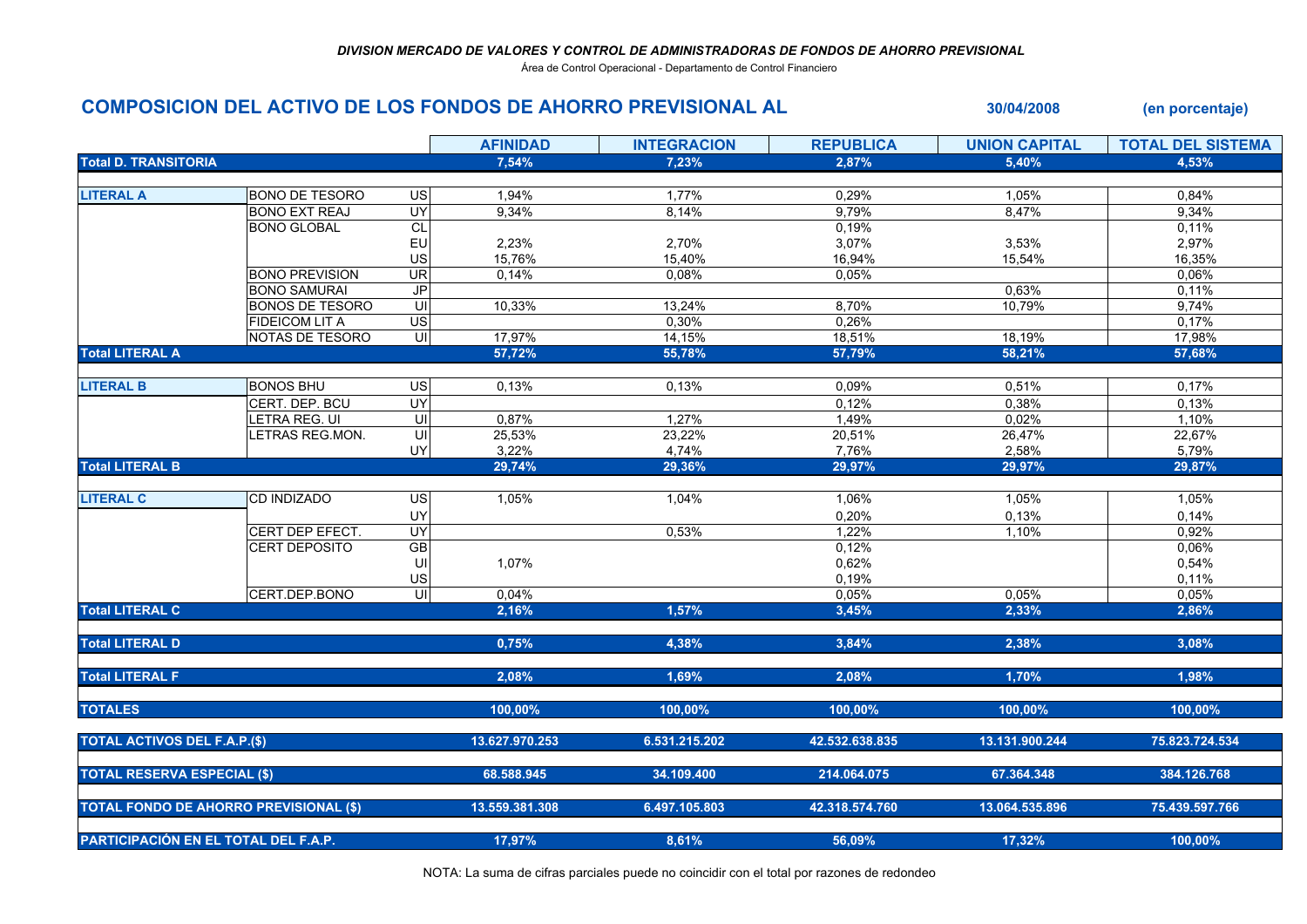*DIVISION MERCADO DE VALORES Y CONTROL DE ADMINISTRADORAS DE FONDOS DE AHORRO PREVISIONAL*

Área de Control Operacional - Departamento de Control Financiero

## COMPOSICION DEL ACTIVO DE LOS FONDOS DE AHORRO PREVISIONAL AL 30/04/2008 (en porcentaje)

| | | | AFINIDAD | INTEGRACION | REPUBLICA | UNION CAPITAL | TOTAL DEL SISTEMA |
|---|---|---|---|---|---|---|---|
| **Total D. TRANSITORIA** | | | 7,54% | 7,23% | 2,87% | 5,40% | 4,53% |
| **LITERAL A** | BONO DE TESORO | US | 1,94% | 1,77% | 0,29% | 1,05% | 0,84% |
| | BONO EXT REAJ | UY | 9,34% | 8,14% | 9,79% | 8,47% | 9,34% |
| | BONO GLOBAL | CL | | | 0,19% | | 0,11% |
| | | EU | 2,23% | 2,70% | 3,07% | 3,53% | 2,97% |
| | | US | 15,76% | 15,40% | 16,94% | 15,54% | 16,35% |
| | BONO PREVISION | UR | 0,14% | 0,08% | 0,05% | | 0,06% |
| | BONO SAMURAI | JP | | | | 0,63% | 0,11% |
| | BONOS DE TESORO | UI | 10,33% | 13,24% | 8,70% | 10,79% | 9,74% |
| | FIDEICOM LIT A | US | | 0,30% | 0,26% | | 0,17% |
| | NOTAS DE TESORO | UI | 17,97% | 14,15% | 18,51% | 18,19% | 17,98% |
| **Total LITERAL A** | | | 57,72% | 55,78% | 57,79% | 58,21% | 57,68% |
| **LITERAL B** | BONOS BHU | US | 0,13% | 0,13% | 0,09% | 0,51% | 0,17% |
| | CERT. DEP. BCU | UY | | | 0,12% | 0,38% | 0,13% |
| | LETRA REG. UI | UI | 0,87% | 1,27% | 1,49% | 0,02% | 1,10% |
| | LETRAS REG.MON. | UI | 25,53% | 23,22% | 20,51% | 26,47% | 22,67% |
| | | UY | 3,22% | 4,74% | 7,76% | 2,58% | 5,79% |
| **Total LITERAL B** | | | 29,74% | 29,36% | 29,97% | 29,97% | 29,87% |
| **LITERAL C** | CD INDIZADO | US | 1,05% | 1,04% | 1,06% | 1,05% | 1,05% |
| | | UY | | | 0,20% | 0,13% | 0,14% |
| | CERT DEP EFECT. | UY | | 0,53% | 1,22% | 1,10% | 0,92% |
| | CERT DEPOSITO | GB | | | 0,12% | | 0,06% |
| | | UI | 1,07% | | 0,62% | | 0,54% |
| | | US | | | 0,19% | | 0,11% |
| | CERT.DEP.BONO | UI | 0,04% | | 0,05% | 0,05% | 0,05% |
| **Total LITERAL C** | | | 2,16% | 1,57% | 3,45% | 2,33% | 2,86% |
| **Total LITERAL D** | | | 0,75% | 4,38% | 3,84% | 2,38% | 3,08% |
| **Total LITERAL F** | | | 2,08% | 1,69% | 2,08% | 1,70% | 1,98% |
| **TOTALES** | | | 100,00% | 100,00% | 100,00% | 100,00% | 100,00% |
| **TOTAL ACTIVOS DEL F.A.P.($)** | | | 13.627.970.253 | 6.531.215.202 | 42.532.638.835 | 13.131.900.244 | 75.823.724.534 |
| **TOTAL RESERVA ESPECIAL ($)** | | | 68.588.945 | 34.109.400 | 214.064.075 | 67.364.348 | 384.126.768 |
| **TOTAL FONDO DE AHORRO PREVISIONAL ($)** | | | 13.559.381.308 | 6.497.105.803 | 42.318.574.760 | 13.064.535.896 | 75.439.597.766 |
| **PARTICIPACIÓN EN EL TOTAL DEL F.A.P.** | | | 17,97% | 8,61% | 56,09% | 17,32% | 100,00% |

NOTA: La suma de cifras parciales puede no coincidir con el total por razones de redondeo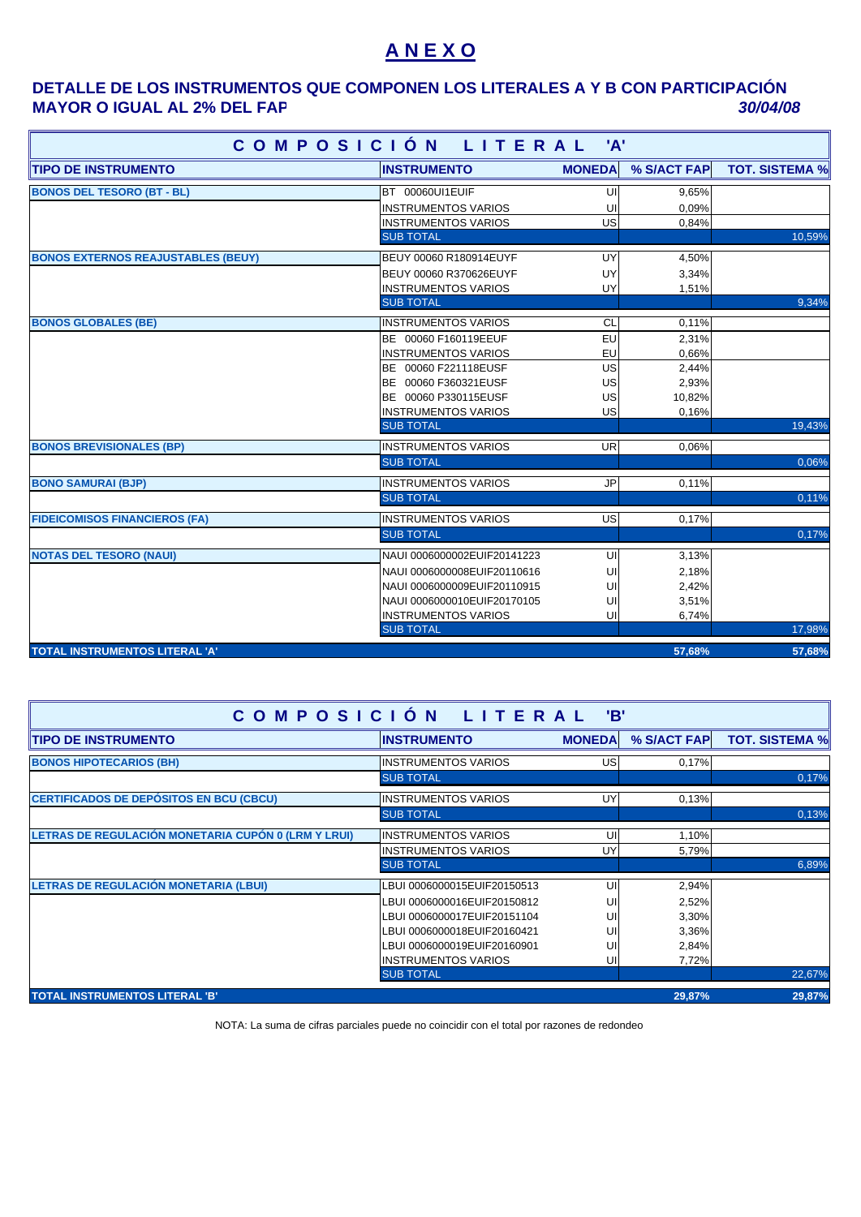# ANEXO

## DETALLE DE LOS INSTRUMENTOS QUE COMPONEN LOS LITERALES A Y B CON PARTICIPACIÓN MAYOR O IGUAL AL 2% DEL FAP

*30/04/08*

### COMPOSICIÓN LITERAL 'A'

| TIPO DE INSTRUMENTO | INSTRUMENTO | MONEDA | % S/ACT FAP | TOT. SISTEMA % |
|---|---|---|---|---|
| BONOS DEL TESORO (BT - BL) | BT 00060UI1EUIF | UI | 9,65% | |
| | INSTRUMENTOS VARIOS | UI | 0,09% | |
| | INSTRUMENTOS VARIOS | US | 0,84% | |
| | SUB TOTAL | | | 10,59% |
| BONOS EXTERNOS REAJUSTABLES (BEUY) | BEUY 00060 R180914EUYF | UY | 4,50% | |
| | BEUY 00060 R370626EUYF | UY | 3,34% | |
| | INSTRUMENTOS VARIOS | UY | 1,51% | |
| | SUB TOTAL | | | 9,34% |
| BONOS GLOBALES (BE) | INSTRUMENTOS VARIOS | CL | 0,11% | |
| | BE 00060 F160119EEUF | EU | 2,31% | |
| | INSTRUMENTOS VARIOS | EU | 0,66% | |
| | BE 00060 F221118EUSF | US | 2,44% | |
| | BE 00060 F360321EUSF | US | 2,93% | |
| | BE 00060 P330115EUSF | US | 10,82% | |
| | INSTRUMENTOS VARIOS | US | 0,16% | |
| | SUB TOTAL | | | 19,43% |
| BONOS BREVISIONALES (BP) | INSTRUMENTOS VARIOS | UR | 0,06% | |
| | SUB TOTAL | | | 0,06% |
| BONO SAMURAI (BJP) | INSTRUMENTOS VARIOS | JP | 0,11% | |
| | SUB TOTAL | | | 0,11% |
| FIDEICOMISOS FINANCIEROS (FA) | INSTRUMENTOS VARIOS | US | 0,17% | |
| | SUB TOTAL | | | 0,17% |
| NOTAS DEL TESORO (NAUI) | NAUI 0006000002EUIF20141223 | UI | 3,13% | |
| | NAUI 0006000008EUIF20110616 | UI | 2,18% | |
| | NAUI 0006000009EUIF20110915 | UI | 2,42% | |
| | NAUI 0006000010EUIF20170105 | UI | 3,51% | |
| | INSTRUMENTOS VARIOS | UI | 6,74% | |
| | SUB TOTAL | | | 17,98% |
| **TOTAL INSTRUMENTOS LITERAL 'A'** | | | **57,68%** | **57,68%** |

### COMPOSICIÓN LITERAL 'B'

| TIPO DE INSTRUMENTO | INSTRUMENTO | MONEDA | % S/ACT FAP | TOT. SISTEMA % |
|---|---|---|---|---|
| BONOS HIPOTECARIOS (BH) | INSTRUMENTOS VARIOS | US | 0,17% | |
| | SUB TOTAL | | | 0,17% |
| CERTIFICADOS DE DEPÓSITOS EN BCU (CBCU) | INSTRUMENTOS VARIOS | UY | 0,13% | |
| | SUB TOTAL | | | 0,13% |
| LETRAS DE REGULACIÓN MONETARIA CUPÓN 0 (LRM Y LRUI) | INSTRUMENTOS VARIOS | UI | 1,10% | |
| | INSTRUMENTOS VARIOS | UY | 5,79% | |
| | SUB TOTAL | | | 6,89% |
| LETRAS DE REGULACIÓN MONETARIA (LBUI) | LBUI 0006000015EUIF20150513 | UI | 2,94% | |
| | LBUI 0006000016EUIF20150812 | UI | 2,52% | |
| | LBUI 0006000017EUIF20151104 | UI | 3,30% | |
| | LBUI 0006000018EUIF20160421 | UI | 3,36% | |
| | LBUI 0006000019EUIF20160901 | UI | 2,84% | |
| | INSTRUMENTOS VARIOS | UI | 7,72% | |
| | SUB TOTAL | | | 22,67% |
| **TOTAL INSTRUMENTOS LITERAL 'B'** | | | **29,87%** | **29,87%** |

NOTA: La suma de cifras parciales puede no coincidir con el total por razones de redondeo